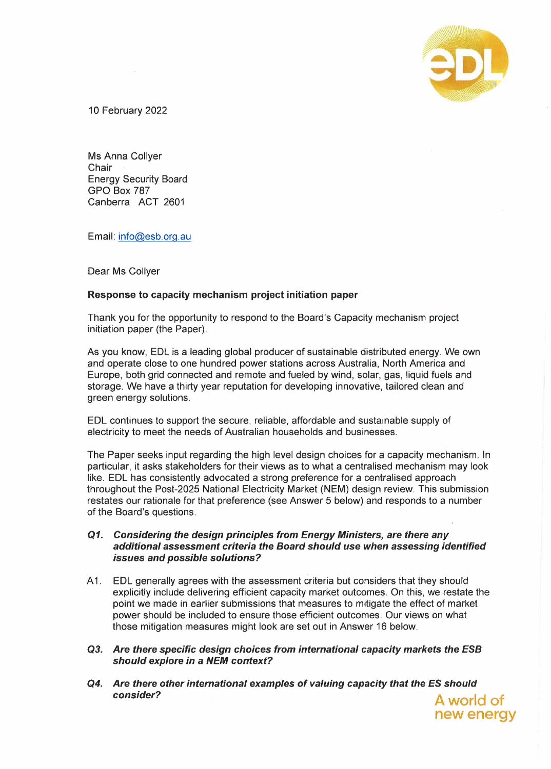10 February 2022

Ms Anna Collyer
Chair
Energy Security Board
GPO Box 787
Canberra ACT 2601

Email: info@esb.org.au

Dear Ms Collyer

**Response to capacity mechanism project initiation paper**

Thank you for the opportunity to respond to the Board's Capacity mechanism project initiation paper (the Paper).

As you know, EDL is a leading global producer of sustainable distributed energy. We own and operate close to one hundred power stations across Australia, North America and Europe, both grid connected and remote and fueled by wind, solar, gas, liquid fuels and storage. We have a thirty year reputation for developing innovative, tailored clean and green energy solutions.

EDL continues to support the secure, reliable, affordable and sustainable supply of electricity to meet the needs of Australian households and businesses.

The Paper seeks input regarding the high level design choices for a capacity mechanism. In particular, it asks stakeholders for their views as to what a centralised mechanism may look like. EDL has consistently advocated a strong preference for a centralised approach throughout the Post-2025 National Electricity Market (NEM) design review. This submission restates our rationale for that preference (see Answer 5 below) and responds to a number of the Board's questions.

***Q1. Considering the design principles from Energy Ministers, are there any additional assessment criteria the Board should use when assessing identified issues and possible solutions?***

A1. EDL generally agrees with the assessment criteria but considers that they should explicitly include delivering efficient capacity market outcomes. On this, we restate the point we made in earlier submissions that measures to mitigate the effect of market power should be included to ensure those efficient outcomes. Our views on what those mitigation measures might look are set out in Answer 16 below.

***Q3. Are there specific design choices from international capacity markets the ESB should explore in a NEM context?***

***Q4. Are there other international examples of valuing capacity that the ES should consider?***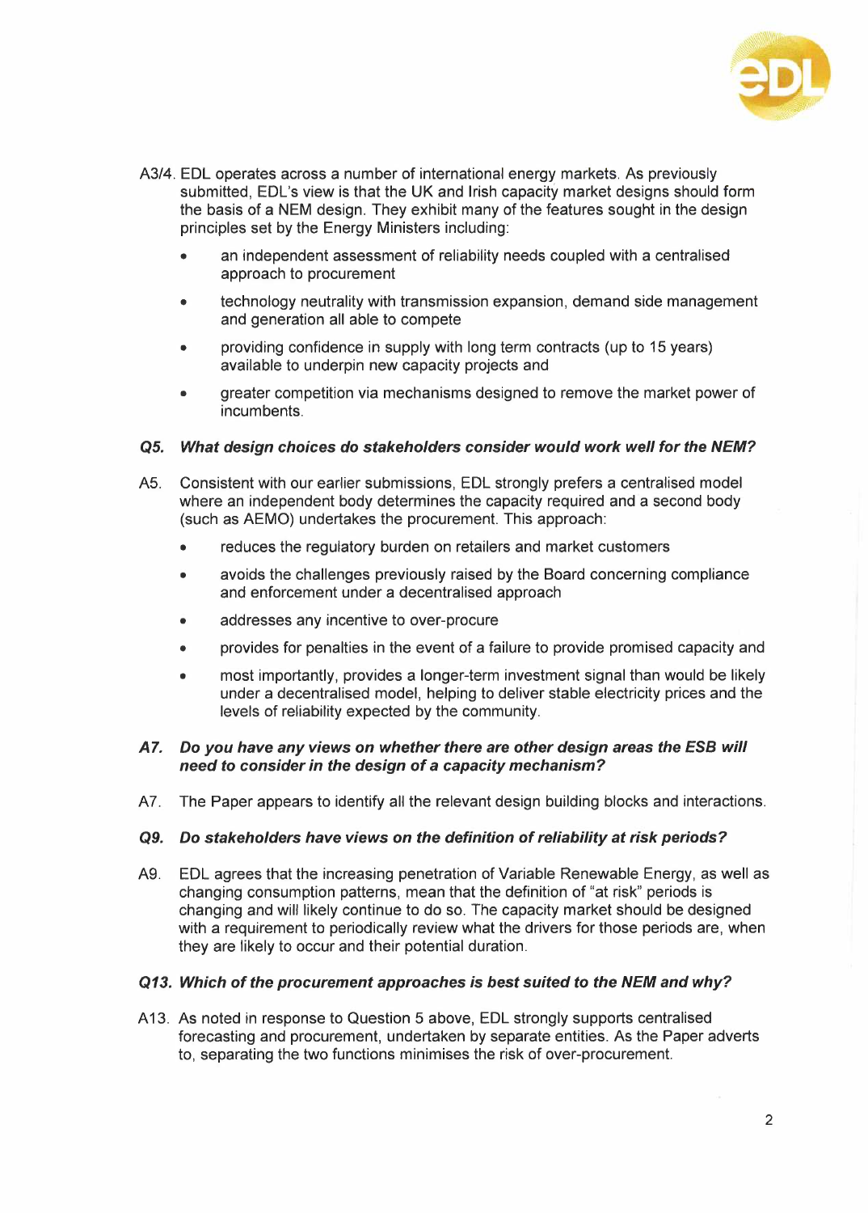A3/4. EDL operates across a number of international energy markets. As previously submitted, EDL's view is that the UK and Irish capacity market designs should form the basis of a NEM design. They exhibit many of the features sought in the design principles set by the Energy Ministers including:

- an independent assessment of reliability needs coupled with a centralised approach to procurement
- technology neutrality with transmission expansion, demand side management and generation all able to compete
- providing confidence in supply with long term contracts (up to 15 years) available to underpin new capacity projects and
- greater competition via mechanisms designed to remove the market power of incumbents.

***Q5. What design choices do stakeholders consider would work well for the NEM?***

A5. Consistent with our earlier submissions, EDL strongly prefers a centralised model where an independent body determines the capacity required and a second body (such as AEMO) undertakes the procurement. This approach:

- reduces the regulatory burden on retailers and market customers
- avoids the challenges previously raised by the Board concerning compliance and enforcement under a decentralised approach
- addresses any incentive to over-procure
- provides for penalties in the event of a failure to provide promised capacity and
- most importantly, provides a longer-term investment signal than would be likely under a decentralised model, helping to deliver stable electricity prices and the levels of reliability expected by the community.

***A7. Do you have any views on whether there are other design areas the ESB will need to consider in the design of a capacity mechanism?***

A7. The Paper appears to identify all the relevant design building blocks and interactions.

***Q9. Do stakeholders have views on the definition of reliability at risk periods?***

A9. EDL agrees that the increasing penetration of Variable Renewable Energy, as well as changing consumption patterns, mean that the definition of "at risk" periods is changing and will likely continue to do so. The capacity market should be designed with a requirement to periodically review what the drivers for those periods are, when they are likely to occur and their potential duration.

***Q13. Which of the procurement approaches is best suited to the NEM and why?***

A13. As noted in response to Question 5 above, EDL strongly supports centralised forecasting and procurement, undertaken by separate entities. As the Paper adverts to, separating the two functions minimises the risk of over-procurement.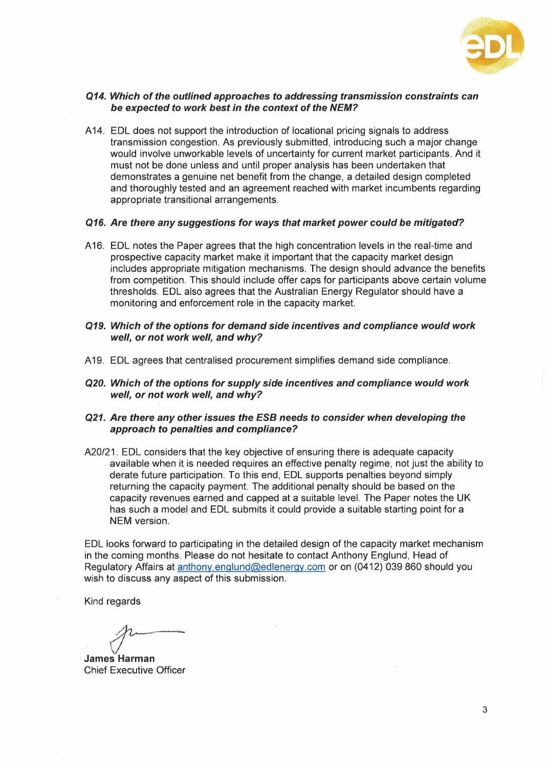***Q14. Which of the outlined approaches to addressing transmission constraints can be expected to work best in the context of the NEM?***

A14. EDL does not support the introduction of locational pricing signals to address transmission congestion. As previously submitted, introducing such a major change would involve unworkable levels of uncertainty for current market participants. And it must not be done unless and until proper analysis has been undertaken that demonstrates a genuine net benefit from the change, a detailed design completed and thoroughly tested and an agreement reached with market incumbents regarding appropriate transitional arrangements.

***Q16. Are there any suggestions for ways that market power could be mitigated?***

A16. EDL notes the Paper agrees that the high concentration levels in the real-time and prospective capacity market make it important that the capacity market design includes appropriate mitigation mechanisms. The design should advance the benefits from competition. This should include offer caps for participants above certain volume thresholds. EDL also agrees that the Australian Energy Regulator should have a monitoring and enforcement role in the capacity market.

***Q19. Which of the options for demand side incentives and compliance would work well, or not work well, and why?***

A19. EDL agrees that centralised procurement simplifies demand side compliance.

***Q20. Which of the options for supply side incentives and compliance would work well, or not work well, and why?***

***Q21. Are there any other issues the ESB needs to consider when developing the approach to penalties and compliance?***

A20/21. EDL considers that the key objective of ensuring there is adequate capacity available when it is needed requires an effective penalty regime, not just the ability to derate future participation. To this end, EDL supports penalties beyond simply returning the capacity payment. The additional penalty should be based on the capacity revenues earned and capped at a suitable level. The Paper notes the UK has such a model and EDL submits it could provide a suitable starting point for a NEM version.

EDL looks forward to participating in the detailed design of the capacity market mechanism in the coming months. Please do not hesitate to contact Anthony Englund, Head of Regulatory Affairs at [anthony.englund@edlenergy.com](mailto:anthony.englund@edlenergy.com) or on (0412) 039 860 should you wish to discuss any aspect of this submission.

Kind regards

**James Harman**
Chief Executive Officer